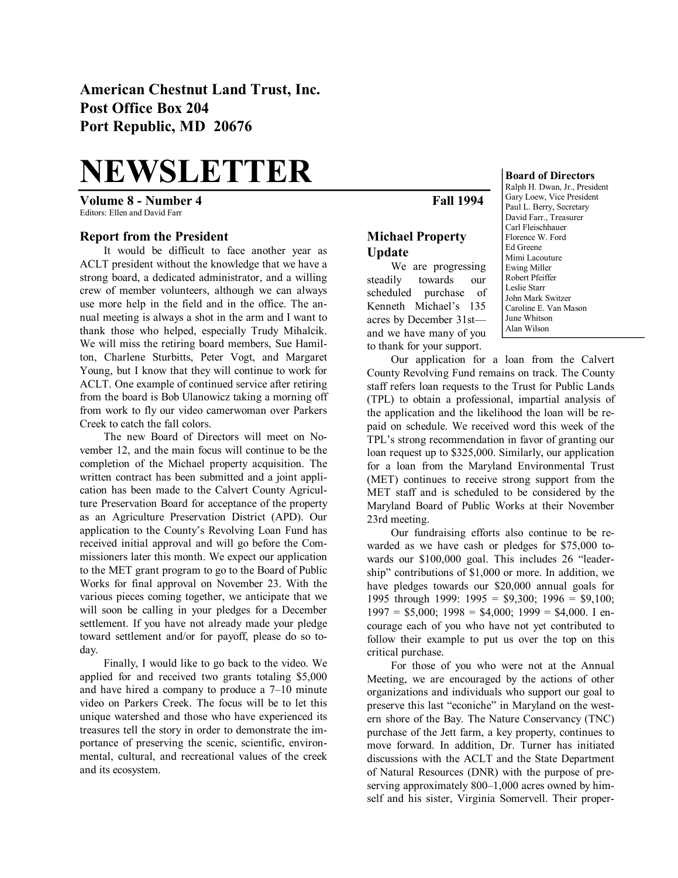**American Chestnut Land Trust, Inc.**
**Post Office Box 204**
**Port Republic, MD 20676**

# NEWSLETTER

**Volume 8 - Number 4** **Fall 1994**

Editors: Ellen and David Farr

**Board of Directors**
Ralph H. Dwan, Jr., President
Gary Loew, Vice President
Paul L. Berry, Secretary
David Farr., Treasurer
Carl Fleischhauer
Florence W. Ford
Ed Greene
Mimi Lacouture
Ewing Miller
Robert Pfeiffer
Leslie Starr
John Mark Switzer
Caroline E. Van Mason
June Whitson
Alan Wilson

## Report from the President

It would be difficult to face another year as ACLT president without the knowledge that we have a strong board, a dedicated administrator, and a willing crew of member volunteers, although we can always use more help in the field and in the office. The annual meeting is always a shot in the arm and I want to thank those who helped, especially Trudy Mihalcik. We will miss the retiring board members, Sue Hamilton, Charlene Sturbitts, Peter Vogt, and Margaret Young, but I know that they will continue to work for ACLT. One example of continued service after retiring from the board is Bob Ulanowicz taking a morning off from work to fly our video camerwoman over Parkers Creek to catch the fall colors.

The new Board of Directors will meet on November 12, and the main focus will continue to be the completion of the Michael property acquisition. The written contract has been submitted and a joint application has been made to the Calvert County Agriculture Preservation Board for acceptance of the property as an Agriculture Preservation District (APD). Our application to the County's Revolving Loan Fund has received initial approval and will go before the Commissioners later this month. We expect our application to the MET grant program to go to the Board of Public Works for final approval on November 23. With the various pieces coming together, we anticipate that we will soon be calling in your pledges for a December settlement. If you have not already made your pledge toward settlement and/or for payoff, please do so today.

Finally, I would like to go back to the video. We applied for and received two grants totaling $5,000 and have hired a company to produce a 7–10 minute video on Parkers Creek. The focus will be to let this unique watershed and those who have experienced its treasures tell the story in order to demonstrate the importance of preserving the scenic, scientific, environmental, cultural, and recreational values of the creek and its ecosystem.

## Michael Property Update

We are progressing steadily towards our scheduled purchase of Kenneth Michael's 135 acres by December 31st—and we have many of you to thank for your support.

Our application for a loan from the Calvert County Revolving Fund remains on track. The County staff refers loan requests to the Trust for Public Lands (TPL) to obtain a professional, impartial analysis of the application and the likelihood the loan will be repaid on schedule. We received word this week of the TPL's strong recommendation in favor of granting our loan request up to $325,000. Similarly, our application for a loan from the Maryland Environmental Trust (MET) continues to receive strong support from the MET staff and is scheduled to be considered by the Maryland Board of Public Works at their November 23rd meeting.

Our fundraising efforts also continue to be rewarded as we have cash or pledges for $75,000 towards our $100,000 goal. This includes 26 "leadership" contributions of $1,000 or more. In addition, we have pledges towards our $20,000 annual goals for 1995 through 1999: 1995 = $9,300; 1996 = $9,100; 1997 = $5,000; 1998 = $4,000; 1999 = $4,000. I encourage each of you who have not yet contributed to follow their example to put us over the top on this critical purchase.

For those of you who were not at the Annual Meeting, we are encouraged by the actions of other organizations and individuals who support our goal to preserve this last "econiche" in Maryland on the western shore of the Bay. The Nature Conservancy (TNC) purchase of the Jett farm, a key property, continues to move forward. In addition, Dr. Turner has initiated discussions with the ACLT and the State Department of Natural Resources (DNR) with the purpose of preserving approximately 800–1,000 acres owned by himself and his sister, Virginia Somervell. Their proper-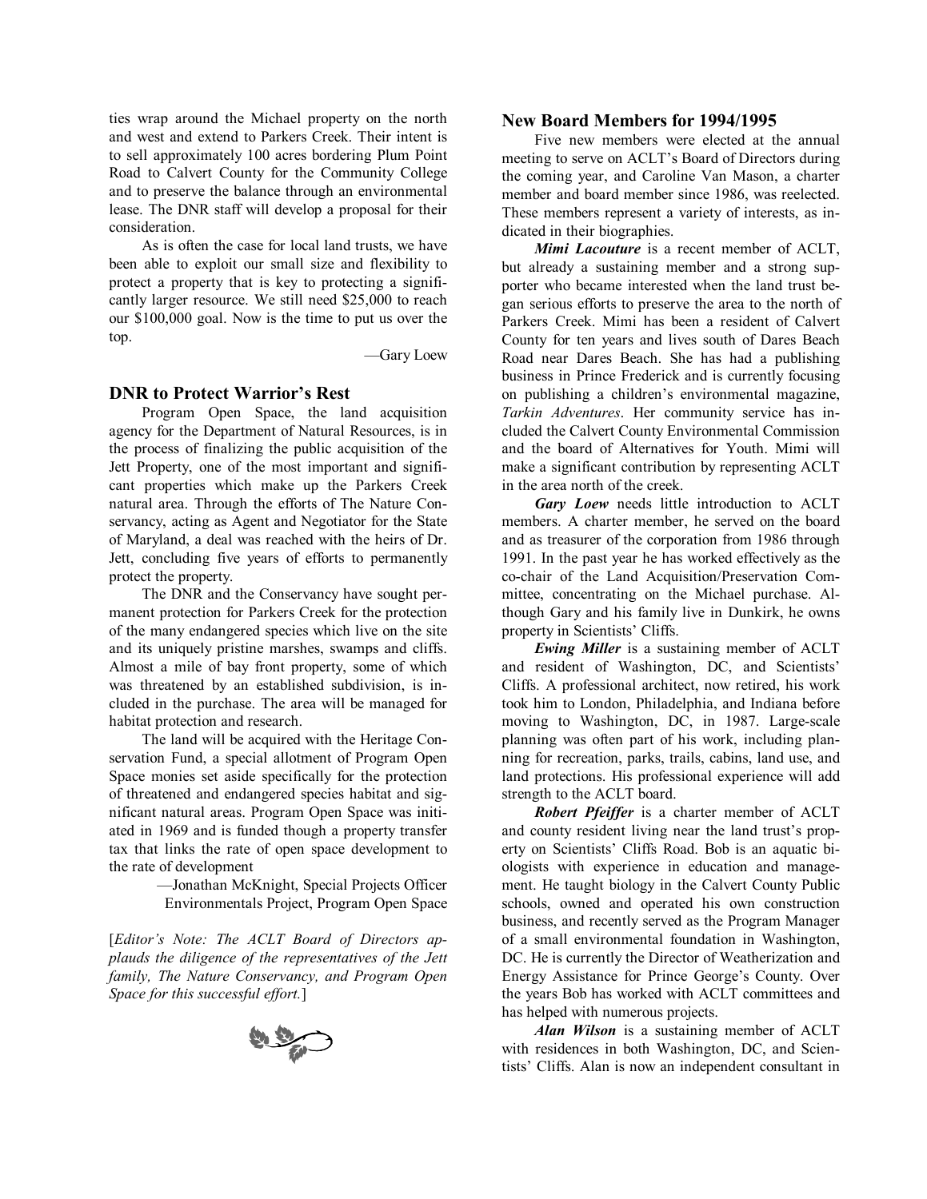ties wrap around the Michael property on the north and west and extend to Parkers Creek. Their intent is to sell approximately 100 acres bordering Plum Point Road to Calvert County for the Community College and to preserve the balance through an environmental lease. The DNR staff will develop a proposal for their consideration.

As is often the case for local land trusts, we have been able to exploit our small size and flexibility to protect a property that is key to protecting a significantly larger resource. We still need $25,000 to reach our $100,000 goal. Now is the time to put us over the top.

—Gary Loew

## DNR to Protect Warrior's Rest

Program Open Space, the land acquisition agency for the Department of Natural Resources, is in the process of finalizing the public acquisition of the Jett Property, one of the most important and significant properties which make up the Parkers Creek natural area. Through the efforts of The Nature Conservancy, acting as Agent and Negotiator for the State of Maryland, a deal was reached with the heirs of Dr. Jett, concluding five years of efforts to permanently protect the property.

The DNR and the Conservancy have sought permanent protection for Parkers Creek for the protection of the many endangered species which live on the site and its uniquely pristine marshes, swamps and cliffs. Almost a mile of bay front property, some of which was threatened by an established subdivision, is included in the purchase. The area will be managed for habitat protection and research.

The land will be acquired with the Heritage Conservation Fund, a special allotment of Program Open Space monies set aside specifically for the protection of threatened and endangered species habitat and significant natural areas. Program Open Space was initiated in 1969 and is funded though a property transfer tax that links the rate of open space development to the rate of development

—Jonathan McKnight, Special Projects Officer
Environmentals Project, Program Open Space

[*Editor's Note: The ACLT Board of Directors applauds the diligence of the representatives of the Jett family, The Nature Conservancy, and Program Open Space for this successful effort.*]

## New Board Members for 1994/1995

Five new members were elected at the annual meeting to serve on ACLT's Board of Directors during the coming year, and Caroline Van Mason, a charter member and board member since 1986, was reelected. These members represent a variety of interests, as indicated in their biographies.

***Mimi Lacouture*** is a recent member of ACLT, but already a sustaining member and a strong supporter who became interested when the land trust began serious efforts to preserve the area to the north of Parkers Creek. Mimi has been a resident of Calvert County for ten years and lives south of Dares Beach Road near Dares Beach. She has had a publishing business in Prince Frederick and is currently focusing on publishing a children's environmental magazine, *Tarkin Adventures*. Her community service has included the Calvert County Environmental Commission and the board of Alternatives for Youth. Mimi will make a significant contribution by representing ACLT in the area north of the creek.

***Gary Loew*** needs little introduction to ACLT members. A charter member, he served on the board and as treasurer of the corporation from 1986 through 1991. In the past year he has worked effectively as the co-chair of the Land Acquisition/Preservation Committee, concentrating on the Michael purchase. Although Gary and his family live in Dunkirk, he owns property in Scientists' Cliffs.

***Ewing Miller*** is a sustaining member of ACLT and resident of Washington, DC, and Scientists' Cliffs. A professional architect, now retired, his work took him to London, Philadelphia, and Indiana before moving to Washington, DC, in 1987. Large-scale planning was often part of his work, including planning for recreation, parks, trails, cabins, land use, and land protections. His professional experience will add strength to the ACLT board.

***Robert Pfeiffer*** is a charter member of ACLT and county resident living near the land trust's property on Scientists' Cliffs Road. Bob is an aquatic biologists with experience in education and management. He taught biology in the Calvert County Public schools, owned and operated his own construction business, and recently served as the Program Manager of a small environmental foundation in Washington, DC. He is currently the Director of Weatherization and Energy Assistance for Prince George's County. Over the years Bob has worked with ACLT committees and has helped with numerous projects.

***Alan Wilson*** is a sustaining member of ACLT with residences in both Washington, DC, and Scientists' Cliffs. Alan is now an independent consultant in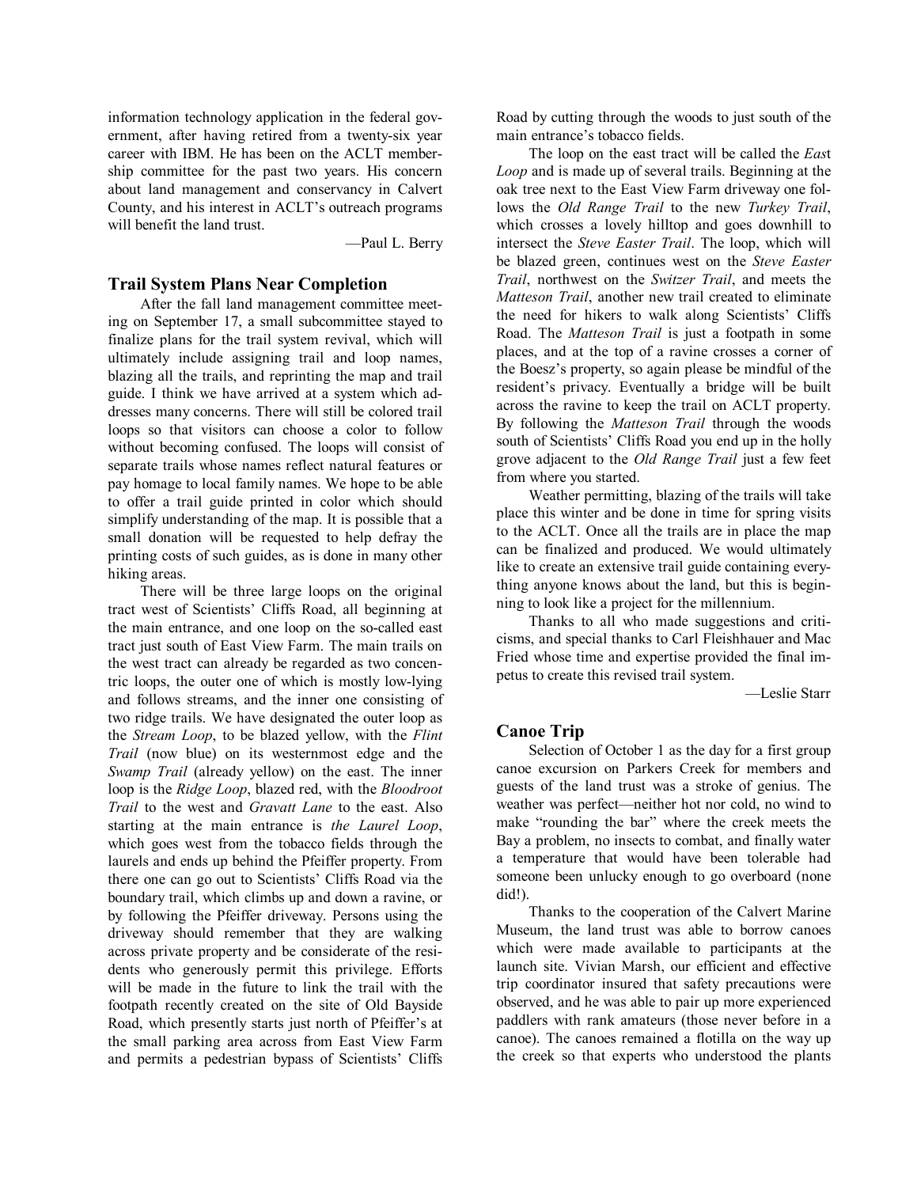information technology application in the federal government, after having retired from a twenty-six year career with IBM. He has been on the ACLT membership committee for the past two years. His concern about land management and conservancy in Calvert County, and his interest in ACLT's outreach programs will benefit the land trust.

—Paul L. Berry

## Trail System Plans Near Completion

After the fall land management committee meeting on September 17, a small subcommittee stayed to finalize plans for the trail system revival, which will ultimately include assigning trail and loop names, blazing all the trails, and reprinting the map and trail guide. I think we have arrived at a system which addresses many concerns. There will still be colored trail loops so that visitors can choose a color to follow without becoming confused. The loops will consist of separate trails whose names reflect natural features or pay homage to local family names. We hope to be able to offer a trail guide printed in color which should simplify understanding of the map. It is possible that a small donation will be requested to help defray the printing costs of such guides, as is done in many other hiking areas.

There will be three large loops on the original tract west of Scientists' Cliffs Road, all beginning at the main entrance, and one loop on the so-called east tract just south of East View Farm. The main trails on the west tract can already be regarded as two concentric loops, the outer one of which is mostly low-lying and follows streams, and the inner one consisting of two ridge trails. We have designated the outer loop as the *Stream Loop*, to be blazed yellow, with the *Flint Trail* (now blue) on its westernmost edge and the *Swamp Trail* (already yellow) on the east. The inner loop is the *Ridge Loop*, blazed red, with the *Bloodroot Trail* to the west and *Gravatt Lane* to the east. Also starting at the main entrance is *the Laurel Loop*, which goes west from the tobacco fields through the laurels and ends up behind the Pfeiffer property. From there one can go out to Scientists' Cliffs Road via the boundary trail, which climbs up and down a ravine, or by following the Pfeiffer driveway. Persons using the driveway should remember that they are walking across private property and be considerate of the residents who generously permit this privilege. Efforts will be made in the future to link the trail with the footpath recently created on the site of Old Bayside Road, which presently starts just north of Pfeiffer's at the small parking area across from East View Farm and permits a pedestrian bypass of Scientists' Cliffs Road by cutting through the woods to just south of the main entrance's tobacco fields.

The loop on the east tract will be called the *East Loop* and is made up of several trails. Beginning at the oak tree next to the East View Farm driveway one follows the *Old Range Trail* to the new *Turkey Trail*, which crosses a lovely hilltop and goes downhill to intersect the *Steve Easter Trail*. The loop, which will be blazed green, continues west on the *Steve Easter Trail*, northwest on the *Switzer Trail*, and meets the *Matteson Trail*, another new trail created to eliminate the need for hikers to walk along Scientists' Cliffs Road. The *Matteson Trail* is just a footpath in some places, and at the top of a ravine crosses a corner of the Boesz's property, so again please be mindful of the resident's privacy. Eventually a bridge will be built across the ravine to keep the trail on ACLT property. By following the *Matteson Trail* through the woods south of Scientists' Cliffs Road you end up in the holly grove adjacent to the *Old Range Trail* just a few feet from where you started.

Weather permitting, blazing of the trails will take place this winter and be done in time for spring visits to the ACLT. Once all the trails are in place the map can be finalized and produced. We would ultimately like to create an extensive trail guide containing everything anyone knows about the land, but this is beginning to look like a project for the millennium.

Thanks to all who made suggestions and criticisms, and special thanks to Carl Fleishhauer and Mac Fried whose time and expertise provided the final impetus to create this revised trail system.

—Leslie Starr

## Canoe Trip

Selection of October 1 as the day for a first group canoe excursion on Parkers Creek for members and guests of the land trust was a stroke of genius. The weather was perfect—neither hot nor cold, no wind to make "rounding the bar" where the creek meets the Bay a problem, no insects to combat, and finally water a temperature that would have been tolerable had someone been unlucky enough to go overboard (none did!).

Thanks to the cooperation of the Calvert Marine Museum, the land trust was able to borrow canoes which were made available to participants at the launch site. Vivian Marsh, our efficient and effective trip coordinator insured that safety precautions were observed, and he was able to pair up more experienced paddlers with rank amateurs (those never before in a canoe). The canoes remained a flotilla on the way up the creek so that experts who understood the plants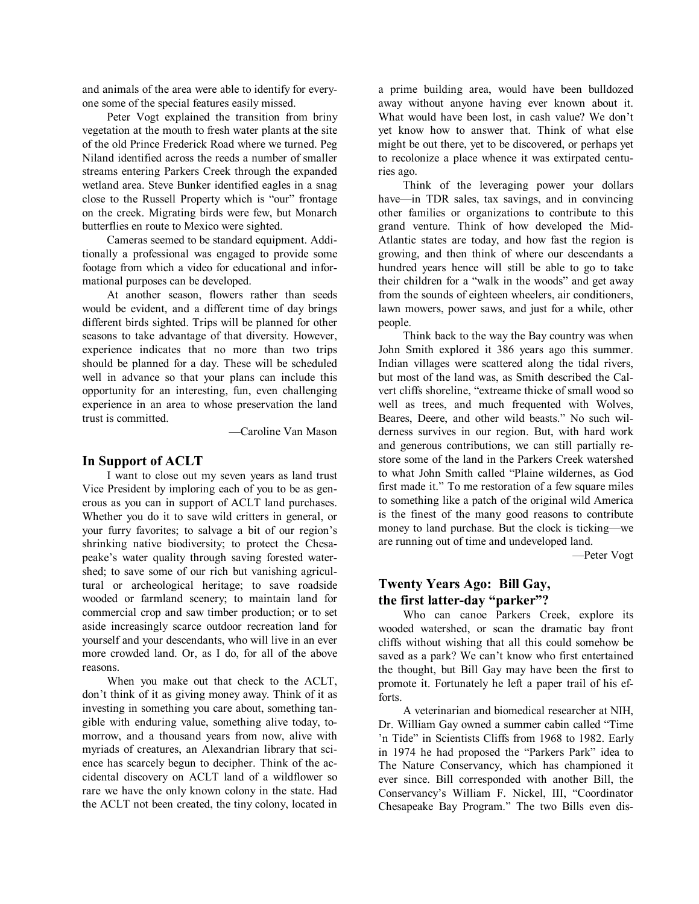and animals of the area were able to identify for everyone some of the special features easily missed.

Peter Vogt explained the transition from briny vegetation at the mouth to fresh water plants at the site of the old Prince Frederick Road where we turned. Peg Niland identified across the reeds a number of smaller streams entering Parkers Creek through the expanded wetland area. Steve Bunker identified eagles in a snag close to the Russell Property which is "our" frontage on the creek. Migrating birds were few, but Monarch butterflies en route to Mexico were sighted.

Cameras seemed to be standard equipment. Additionally a professional was engaged to provide some footage from which a video for educational and informational purposes can be developed.

At another season, flowers rather than seeds would be evident, and a different time of day brings different birds sighted. Trips will be planned for other seasons to take advantage of that diversity. However, experience indicates that no more than two trips should be planned for a day. These will be scheduled well in advance so that your plans can include this opportunity for an interesting, fun, even challenging experience in an area to whose preservation the land trust is committed.

—Caroline Van Mason

## In Support of ACLT

I want to close out my seven years as land trust Vice President by imploring each of you to be as generous as you can in support of ACLT land purchases. Whether you do it to save wild critters in general, or your furry favorites; to salvage a bit of our region's shrinking native biodiversity; to protect the Chesapeake's water quality through saving forested watershed; to save some of our rich but vanishing agricultural or archeological heritage; to save roadside wooded or farmland scenery; to maintain land for commercial crop and saw timber production; or to set aside increasingly scarce outdoor recreation land for yourself and your descendants, who will live in an ever more crowded land. Or, as I do, for all of the above reasons.

When you make out that check to the ACLT, don't think of it as giving money away. Think of it as investing in something you care about, something tangible with enduring value, something alive today, tomorrow, and a thousand years from now, alive with myriads of creatures, an Alexandrian library that science has scarcely begun to decipher. Think of the accidental discovery on ACLT land of a wildflower so rare we have the only known colony in the state. Had the ACLT not been created, the tiny colony, located in a prime building area, would have been bulldozed away without anyone having ever known about it. What would have been lost, in cash value? We don't yet know how to answer that. Think of what else might be out there, yet to be discovered, or perhaps yet to recolonize a place whence it was extirpated centuries ago.

Think of the leveraging power your dollars have—in TDR sales, tax savings, and in convincing other families or organizations to contribute to this grand venture. Think of how developed the Mid-Atlantic states are today, and how fast the region is growing, and then think of where our descendants a hundred years hence will still be able to go to take their children for a "walk in the woods" and get away from the sounds of eighteen wheelers, air conditioners, lawn mowers, power saws, and just for a while, other people.

Think back to the way the Bay country was when John Smith explored it 386 years ago this summer. Indian villages were scattered along the tidal rivers, but most of the land was, as Smith described the Calvert cliffs shoreline, "extreame thicke of small wood so well as trees, and much frequented with Wolves, Beares, Deere, and other wild beasts." No such wilderness survives in our region. But, with hard work and generous contributions, we can still partially restore some of the land in the Parkers Creek watershed to what John Smith called "Plaine wildernes, as God first made it." To me restoration of a few square miles to something like a patch of the original wild America is the finest of the many good reasons to contribute money to land purchase. But the clock is ticking—we are running out of time and undeveloped land.

—Peter Vogt

## Twenty Years Ago: Bill Gay, the first latter-day "parker"?

Who can canoe Parkers Creek, explore its wooded watershed, or scan the dramatic bay front cliffs without wishing that all this could somehow be saved as a park? We can't know who first entertained the thought, but Bill Gay may have been the first to promote it. Fortunately he left a paper trail of his efforts.

A veterinarian and biomedical researcher at NIH, Dr. William Gay owned a summer cabin called "Time 'n Tide" in Scientists Cliffs from 1968 to 1982. Early in 1974 he had proposed the "Parkers Park" idea to The Nature Conservancy, which has championed it ever since. Bill corresponded with another Bill, the Conservancy's William F. Nickel, III, "Coordinator Chesapeake Bay Program." The two Bills even dis-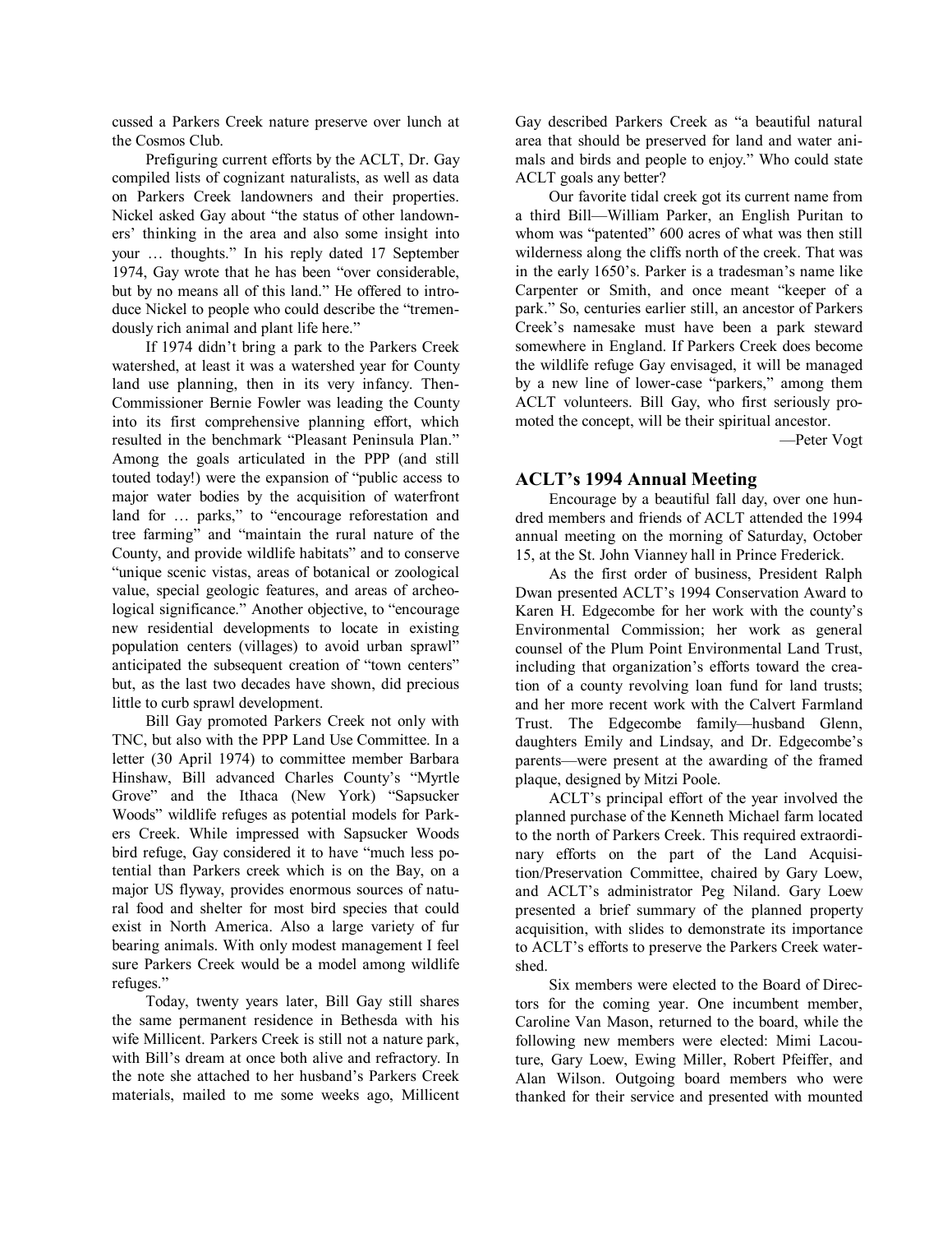cussed a Parkers Creek nature preserve over lunch at the Cosmos Club.

Prefiguring current efforts by the ACLT, Dr. Gay compiled lists of cognizant naturalists, as well as data on Parkers Creek landowners and their properties. Nickel asked Gay about "the status of other landowners' thinking in the area and also some insight into your … thoughts." In his reply dated 17 September 1974, Gay wrote that he has been "over considerable, but by no means all of this land." He offered to introduce Nickel to people who could describe the "tremendously rich animal and plant life here."

If 1974 didn't bring a park to the Parkers Creek watershed, at least it was a watershed year for County land use planning, then in its very infancy. Then-Commissioner Bernie Fowler was leading the County into its first comprehensive planning effort, which resulted in the benchmark "Pleasant Peninsula Plan." Among the goals articulated in the PPP (and still touted today!) were the expansion of "public access to major water bodies by the acquisition of waterfront land for … parks," to "encourage reforestation and tree farming" and "maintain the rural nature of the County, and provide wildlife habitats" and to conserve "unique scenic vistas, areas of botanical or zoological value, special geologic features, and areas of archeological significance." Another objective, to "encourage new residential developments to locate in existing population centers (villages) to avoid urban sprawl" anticipated the subsequent creation of "town centers" but, as the last two decades have shown, did precious little to curb sprawl development.

Bill Gay promoted Parkers Creek not only with TNC, but also with the PPP Land Use Committee. In a letter (30 April 1974) to committee member Barbara Hinshaw, Bill advanced Charles County's "Myrtle Grove" and the Ithaca (New York) "Sapsucker Woods" wildlife refuges as potential models for Parkers Creek. While impressed with Sapsucker Woods bird refuge, Gay considered it to have "much less potential than Parkers creek which is on the Bay, on a major US flyway, provides enormous sources of natural food and shelter for most bird species that could exist in North America. Also a large variety of fur bearing animals. With only modest management I feel sure Parkers Creek would be a model among wildlife refuges."

Today, twenty years later, Bill Gay still shares the same permanent residence in Bethesda with his wife Millicent. Parkers Creek is still not a nature park, with Bill's dream at once both alive and refractory. In the note she attached to her husband's Parkers Creek materials, mailed to me some weeks ago, Millicent Gay described Parkers Creek as "a beautiful natural area that should be preserved for land and water animals and birds and people to enjoy." Who could state ACLT goals any better?

Our favorite tidal creek got its current name from a third Bill—William Parker, an English Puritan to whom was "patented" 600 acres of what was then still wilderness along the cliffs north of the creek. That was in the early 1650's. Parker is a tradesman's name like Carpenter or Smith, and once meant "keeper of a park." So, centuries earlier still, an ancestor of Parkers Creek's namesake must have been a park steward somewhere in England. If Parkers Creek does become the wildlife refuge Gay envisaged, it will be managed by a new line of lower-case "parkers," among them ACLT volunteers. Bill Gay, who first seriously promoted the concept, will be their spiritual ancestor.

—Peter Vogt

## ACLT's 1994 Annual Meeting

Encourage by a beautiful fall day, over one hundred members and friends of ACLT attended the 1994 annual meeting on the morning of Saturday, October 15, at the St. John Vianney hall in Prince Frederick.

As the first order of business, President Ralph Dwan presented ACLT's 1994 Conservation Award to Karen H. Edgecombe for her work with the county's Environmental Commission; her work as general counsel of the Plum Point Environmental Land Trust, including that organization's efforts toward the creation of a county revolving loan fund for land trusts; and her more recent work with the Calvert Farmland Trust. The Edgecombe family—husband Glenn, daughters Emily and Lindsay, and Dr. Edgecombe's parents—were present at the awarding of the framed plaque, designed by Mitzi Poole.

ACLT's principal effort of the year involved the planned purchase of the Kenneth Michael farm located to the north of Parkers Creek. This required extraordinary efforts on the part of the Land Acquisition/Preservation Committee, chaired by Gary Loew, and ACLT's administrator Peg Niland. Gary Loew presented a brief summary of the planned property acquisition, with slides to demonstrate its importance to ACLT's efforts to preserve the Parkers Creek watershed.

Six members were elected to the Board of Directors for the coming year. One incumbent member, Caroline Van Mason, returned to the board, while the following new members were elected: Mimi Lacouture, Gary Loew, Ewing Miller, Robert Pfeiffer, and Alan Wilson. Outgoing board members who were thanked for their service and presented with mounted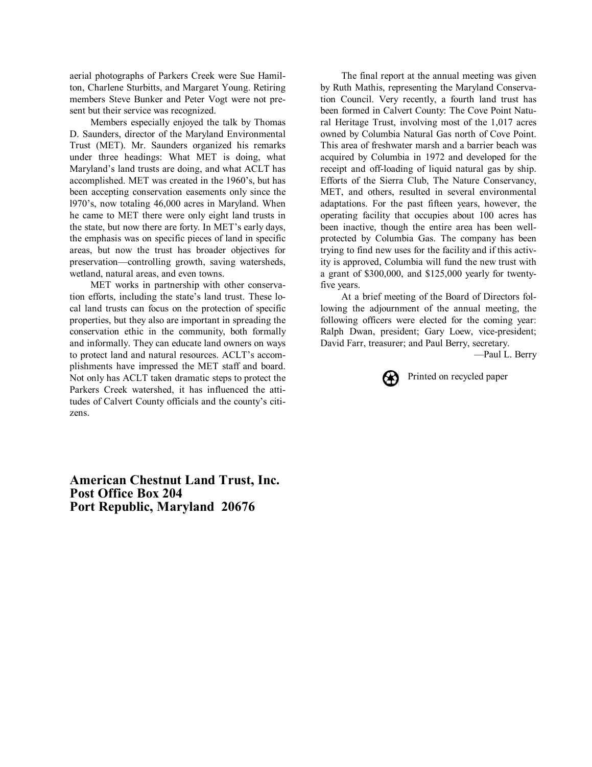aerial photographs of Parkers Creek were Sue Hamilton, Charlene Sturbitts, and Margaret Young. Retiring members Steve Bunker and Peter Vogt were not present but their service was recognized.

Members especially enjoyed the talk by Thomas D. Saunders, director of the Maryland Environmental Trust (MET). Mr. Saunders organized his remarks under three headings: What MET is doing, what Maryland's land trusts are doing, and what ACLT has accomplished. MET was created in the 1960's, but has been accepting conservation easements only since the l970's, now totaling 46,000 acres in Maryland. When he came to MET there were only eight land trusts in the state, but now there are forty. In MET's early days, the emphasis was on specific pieces of land in specific areas, but now the trust has broader objectives for preservation—controlling growth, saving watersheds, wetland, natural areas, and even towns.

MET works in partnership with other conservation efforts, including the state's land trust. These local land trusts can focus on the protection of specific properties, but they also are important in spreading the conservation ethic in the community, both formally and informally. They can educate land owners on ways to protect land and natural resources. ACLT's accomplishments have impressed the MET staff and board. Not only has ACLT taken dramatic steps to protect the Parkers Creek watershed, it has influenced the attitudes of Calvert County officials and the county's citizens.

The final report at the annual meeting was given by Ruth Mathis, representing the Maryland Conservation Council. Very recently, a fourth land trust has been formed in Calvert County: The Cove Point Natural Heritage Trust, involving most of the 1,017 acres owned by Columbia Natural Gas north of Cove Point. This area of freshwater marsh and a barrier beach was acquired by Columbia in 1972 and developed for the receipt and off-loading of liquid natural gas by ship. Efforts of the Sierra Club, The Nature Conservancy, MET, and others, resulted in several environmental adaptations. For the past fifteen years, however, the operating facility that occupies about 100 acres has been inactive, though the entire area has been well-protected by Columbia Gas. The company has been trying to find new uses for the facility and if this activity is approved, Columbia will fund the new trust with a grant of $300,000, and $125,000 yearly for twenty-five years.

At a brief meeting of the Board of Directors following the adjournment of the annual meeting, the following officers were elected for the coming year: Ralph Dwan, president; Gary Loew, vice-president; David Farr, treasurer; and Paul Berry, secretary.

—Paul L. Berry

Printed on recycled paper

**American Chestnut Land Trust, Inc.**
**Post Office Box 204**
**Port Republic, Maryland 20676**